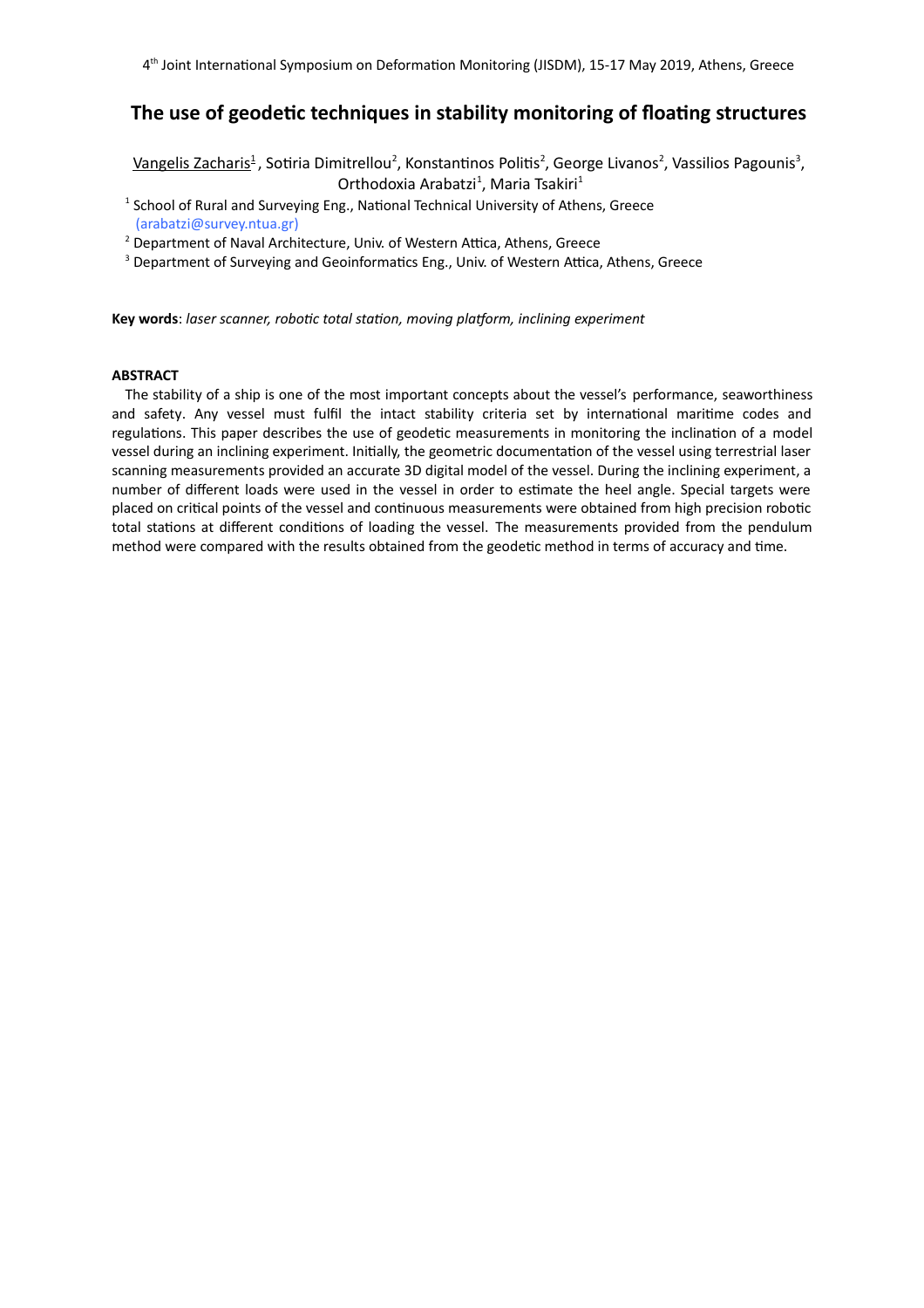# The use of geodetic techniques in stability monitoring of floating structures

Vangelis Zacharis[1], Sotiria Dimitrellou[2], Konstantinos Politis[2], George Livanos[2], Vassilios Pagounis[3], Orthodoxia Arabatzi[1], Maria Tsakiri[1]

[1] School of Rural and Surveying Eng., National Technical University of Athens, Greece (arabatzi@survey.ntua.gr)

[2] Department of Naval Architecture, Univ. of Western Attica, Athens, Greece

[3] Department of Surveying and Geoinformatics Eng., Univ. of Western Attica, Athens, Greece

**Key words**: *laser scanner, robotic total station, moving platform, inclining experiment*

## ABSTRACT

The stability of a ship is one of the most important concepts about the vessel's performance, seaworthiness and safety. Any vessel must fulfil the intact stability criteria set by international maritime codes and regulations. This paper describes the use of geodetic measurements in monitoring the inclination of a model vessel during an inclining experiment. Initially, the geometric documentation of the vessel using terrestrial laser scanning measurements provided an accurate 3D digital model of the vessel. During the inclining experiment, a number of different loads were used in the vessel in order to estimate the heel angle. Special targets were placed on critical points of the vessel and continuous measurements were obtained from high precision robotic total stations at different conditions of loading the vessel. The measurements provided from the pendulum method were compared with the results obtained from the geodetic method in terms of accuracy and time.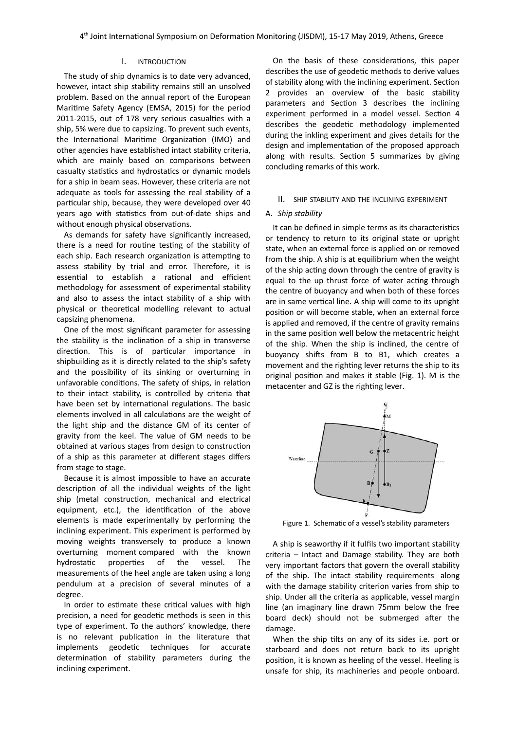## I. INTRODUCTION

The study of ship dynamics is to date very advanced, however, intact ship stability remains still an unsolved problem. Based on the annual report of the European Maritime Safety Agency (EMSA, 2015) for the period 2011-2015, out of 178 very serious casualties with a ship, 5% were due to capsizing. To prevent such events, the International Maritime Organization (IMO) and other agencies have established intact stability criteria, which are mainly based on comparisons between casualty statistics and hydrostatics or dynamic models for a ship in beam seas. However, these criteria are not adequate as tools for assessing the real stability of a particular ship, because, they were developed over 40 years ago with statistics from out-of-date ships and without enough physical observations.

As demands for safety have significantly increased, there is a need for routine testing of the stability of each ship. Each research organization is attempting to assess stability by trial and error. Therefore, it is essential to establish a rational and efficient methodology for assessment of experimental stability and also to assess the intact stability of a ship with physical or theoretical modelling relevant to actual capsizing phenomena.

One of the most significant parameter for assessing the stability is the inclination of a ship in transverse direction. This is of particular importance in shipbuilding as it is directly related to the ship's safety and the possibility of its sinking or overturning in unfavorable conditions. The safety of ships, in relation to their intact stability, is controlled by criteria that have been set by international regulations. The basic elements involved in all calculations are the weight of the light ship and the distance GM of its center of gravity from the keel. The value of GM needs to be obtained at various stages from design to construction of a ship as this parameter at different stages differs from stage to stage.

Because it is almost impossible to have an accurate description of all the individual weights of the light ship (metal construction, mechanical and electrical equipment, etc.), the identification of the above elements is made experimentally by performing the inclining experiment. This experiment is performed by moving weights transversely to produce a known overturning moment compared with the known hydrostatic properties of the vessel. The measurements of the heel angle are taken using a long pendulum at a precision of several minutes of a degree.

In order to estimate these critical values with high precision, a need for geodetic methods is seen in this type of experiment. To the authors' knowledge, there is no relevant publication in the literature that implements geodetic techniques for accurate determination of stability parameters during the inclining experiment.

On the basis of these considerations, this paper describes the use of geodetic methods to derive values of stability along with the inclining experiment. Section 2 provides an overview of the basic stability parameters and Section 3 describes the inclining experiment performed in a model vessel. Section 4 describes the geodetic methodology implemented during the inkling experiment and gives details for the design and implementation of the proposed approach along with results. Section 5 summarizes by giving concluding remarks of this work.

## II. SHIP STABILITY AND THE INCLINING EXPERIMENT

### A. *Ship stability*

It can be defined in simple terms as its characteristics or tendency to return to its original state or upright state, when an external force is applied on or removed from the ship. A ship is at equilibrium when the weight of the ship acting down through the centre of gravity is equal to the up thrust force of water acting through the centre of buoyancy and when both of these forces are in same vertical line. A ship will come to its upright position or will become stable, when an external force is applied and removed, if the centre of gravity remains in the same position well below the metacentric height of the ship. When the ship is inclined, the centre of buoyancy shifts from B to B1, which creates a movement and the righting lever returns the ship to its original position and makes it stable (Fig. 1). M is the metacenter and GZ is the righting lever.

Figure 1. Schematic of a vessel's stability parameters

A ship is seaworthy if it fulfils two important stability criteria – Intact and Damage stability. They are both very important factors that govern the overall stability of the ship. The intact stability requirements along with the damage stability criterion varies from ship to ship. Under all the criteria as applicable, vessel margin line (an imaginary line drawn 75mm below the free board deck) should not be submerged after the damage.

When the ship tilts on any of its sides i.e. port or starboard and does not return back to its upright position, it is known as heeling of the vessel. Heeling is unsafe for ship, its machineries and people onboard.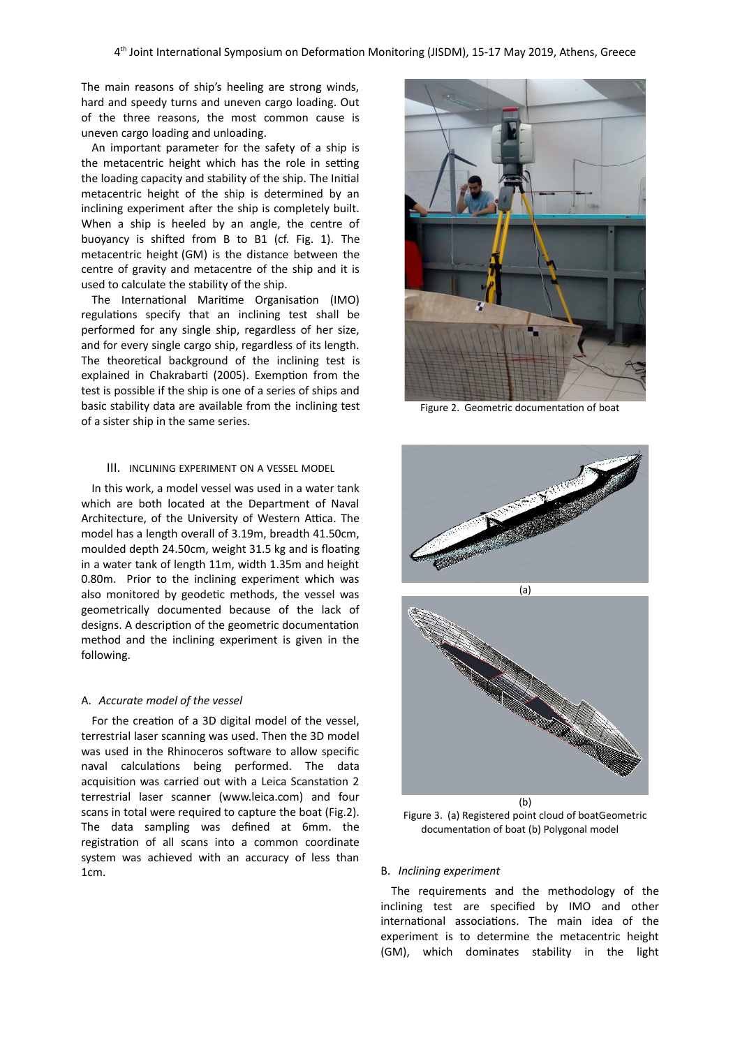The main reasons of ship's heeling are strong winds, hard and speedy turns and uneven cargo loading. Out of the three reasons, the most common cause is uneven cargo loading and unloading.

An important parameter for the safety of a ship is the metacentric height which has the role in setting the loading capacity and stability of the ship. The Initial metacentric height of the ship is determined by an inclining experiment after the ship is completely built. When a ship is heeled by an angle, the centre of buoyancy is shifted from B to B1 (cf. Fig. 1). The metacentric height (GM) is the distance between the centre of gravity and metacentre of the ship and it is used to calculate the stability of the ship.

The International Maritime Organisation (IMO) regulations specify that an inclining test shall be performed for any single ship, regardless of her size, and for every single cargo ship, regardless of its length. The theoretical background of the inclining test is explained in Chakrabarti (2005). Exemption from the test is possible if the ship is one of a series of ships and basic stability data are available from the inclining test of a sister ship in the same series.

## III. INCLINING EXPERIMENT ON A VESSEL MODEL

In this work, a model vessel was used in a water tank which are both located at the Department of Naval Architecture, of the University of Western Attica. The model has a length overall of 3.19m, breadth 41.50cm, moulded depth 24.50cm, weight 31.5 kg and is floating in a water tank of length 11m, width 1.35m and height 0.80m. Prior to the inclining experiment which was also monitored by geodetic methods, the vessel was geometrically documented because of the lack of designs. A description of the geometric documentation method and the inclining experiment is given in the following.

### A. *Accurate model of the vessel*

For the creation of a 3D digital model of the vessel, terrestrial laser scanning was used. Then the 3D model was used in the Rhinoceros software to allow specific naval calculations being performed. The data acquisition was carried out with a Leica Scanstation 2 terrestrial laser scanner (www.leica.com) and four scans in total were required to capture the boat (Fig.2). The data sampling was defined at 6mm. the registration of all scans into a common coordinate system was achieved with an accuracy of less than 1cm.

Figure 2. Geometric documentation of boat

(a)

(b)

Figure 3. (a) Registered point cloud of boatGeometric documentation of boat (b) Polygonal model

### B. *Inclining experiment*

The requirements and the methodology of the inclining test are specified by IMO and other international associations. The main idea of the experiment is to determine the metacentric height (GM), which dominates stability in the light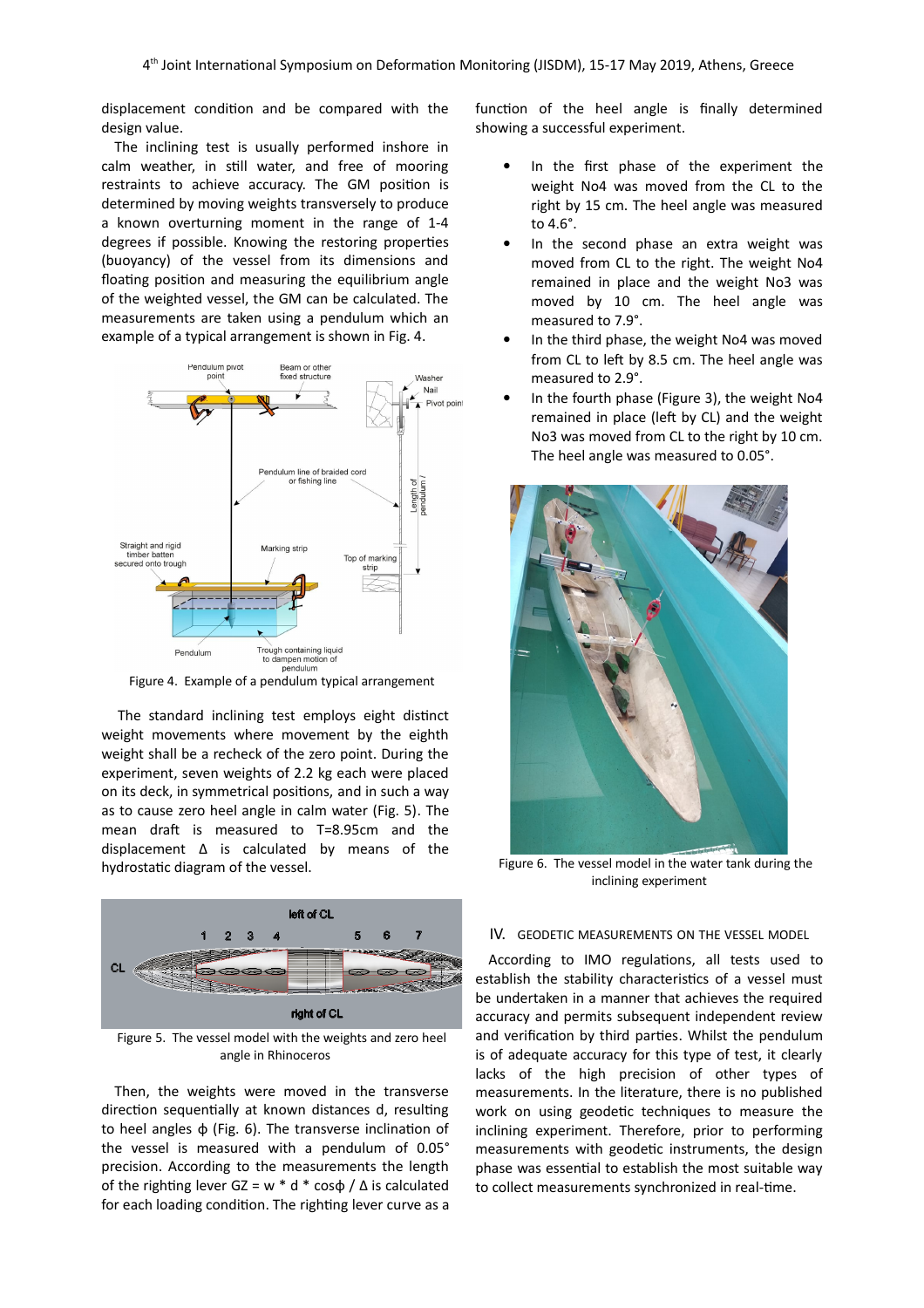displacement condition and be compared with the design value.

The inclining test is usually performed inshore in calm weather, in still water, and free of mooring restraints to achieve accuracy. The GM position is determined by moving weights transversely to produce a known overturning moment in the range of 1-4 degrees if possible. Knowing the restoring properties (buoyancy) of the vessel from its dimensions and floating position and measuring the equilibrium angle of the weighted vessel, the GM can be calculated. The measurements are taken using a pendulum which an example of a typical arrangement is shown in Fig. 4.

Figure 4. Example of a pendulum typical arrangement

The standard inclining test employs eight distinct weight movements where movement by the eighth weight shall be a recheck of the zero point. During the experiment, seven weights of 2.2 kg each were placed on its deck, in symmetrical positions, and in such a way as to cause zero heel angle in calm water (Fig. 5). The mean draft is measured to T=8.95cm and the displacement Δ is calculated by means of the hydrostatic diagram of the vessel.

Figure 5. The vessel model with the weights and zero heel angle in Rhinoceros

Then, the weights were moved in the transverse direction sequentially at known distances d, resulting to heel angles ϕ (Fig. 6). The transverse inclination of the vessel is measured with a pendulum of 0.05° precision. According to the measurements the length of the righting lever $GZ = w * d * \cos\phi / \Delta$ is calculated for each loading condition. The righting lever curve as a function of the heel angle is finally determined showing a successful experiment.

- In the first phase of the experiment the weight No4 was moved from the CL to the right by 15 cm. The heel angle was measured to 4.6°.
- In the second phase an extra weight was moved from CL to the right. The weight No4 remained in place and the weight No3 was moved by 10 cm. The heel angle was measured to 7.9°.
- In the third phase, the weight No4 was moved from CL to left by 8.5 cm. The heel angle was measured to 2.9°.
- In the fourth phase (Figure 3), the weight No4 remained in place (left by CL) and the weight No3 was moved from CL to the right by 10 cm. The heel angle was measured to 0.05°.

Figure 6. The vessel model in the water tank during the inclining experiment

## IV. GEODETIC MEASUREMENTS ON THE VESSEL MODEL

According to IMO regulations, all tests used to establish the stability characteristics of a vessel must be undertaken in a manner that achieves the required accuracy and permits subsequent independent review and verification by third parties. Whilst the pendulum is of adequate accuracy for this type of test, it clearly lacks of the high precision of other types of measurements. In the literature, there is no published work on using geodetic techniques to measure the inclining experiment. Therefore, prior to performing measurements with geodetic instruments, the design phase was essential to establish the most suitable way to collect measurements synchronized in real-time.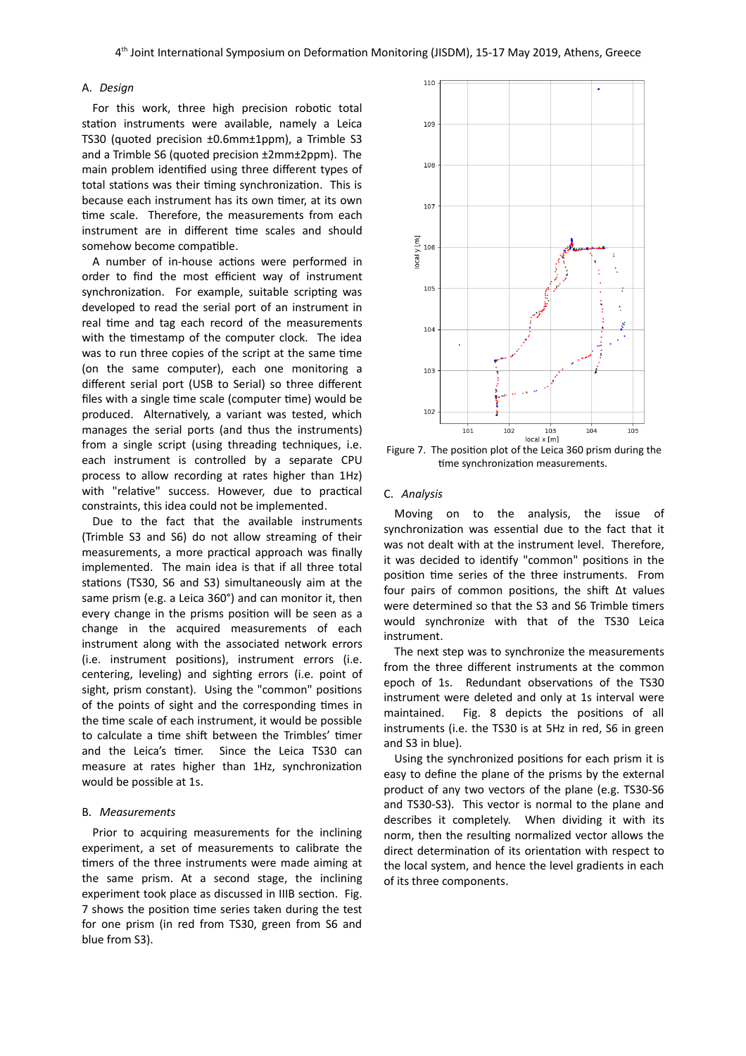### A. *Design*

For this work, three high precision robotic total station instruments were available, namely a Leica TS30 (quoted precision ±0.6mm±1ppm), a Trimble S3 and a Trimble S6 (quoted precision ±2mm±2ppm). The main problem identified using three different types of total stations was their timing synchronization. This is because each instrument has its own timer, at its own time scale. Therefore, the measurements from each instrument are in different time scales and should somehow become compatible.

A number of in-house actions were performed in order to find the most efficient way of instrument synchronization. For example, suitable scripting was developed to read the serial port of an instrument in real time and tag each record of the measurements with the timestamp of the computer clock. The idea was to run three copies of the script at the same time (on the same computer), each one monitoring a different serial port (USB to Serial) so three different files with a single time scale (computer time) would be produced. Alternatively, a variant was tested, which manages the serial ports (and thus the instruments) from a single script (using threading techniques, i.e. each instrument is controlled by a separate CPU process to allow recording at rates higher than 1Hz) with "relative" success. However, due to practical constraints, this idea could not be implemented.

Due to the fact that the available instruments (Trimble S3 and S6) do not allow streaming of their measurements, a more practical approach was finally implemented. The main idea is that if all three total stations (TS30, S6 and S3) simultaneously aim at the same prism (e.g. a Leica 360°) and can monitor it, then every change in the prisms position will be seen as a change in the acquired measurements of each instrument along with the associated network errors (i.e. instrument positions), instrument errors (i.e. centering, leveling) and sighting errors (i.e. point of sight, prism constant). Using the "common" positions of the points of sight and the corresponding times in the time scale of each instrument, it would be possible to calculate a time shift between the Trimbles' timer and the Leica's timer. Since the Leica TS30 can measure at rates higher than 1Hz, synchronization would be possible at 1s.

### B. *Measurements*

Prior to acquiring measurements for the inclining experiment, a set of measurements to calibrate the timers of the three instruments were made aiming at the same prism. At a second stage, the inclining experiment took place as discussed in IIIB section. Fig. 7 shows the position time series taken during the test for one prism (in red from TS30, green from S6 and blue from S3).

Figure 7. The position plot of the Leica 360 prism during the time synchronization measurements.

### C. *Analysis*

Moving on to the analysis, the issue of synchronization was essential due to the fact that it was not dealt with at the instrument level. Therefore, it was decided to identify "common" positions in the position time series of the three instruments. From four pairs of common positions, the shift $\Delta t$ values were determined so that the S3 and S6 Trimble timers would synchronize with that of the TS30 Leica instrument.

The next step was to synchronize the measurements from the three different instruments at the common epoch of 1s. Redundant observations of the TS30 instrument were deleted and only at 1s interval were maintained. Fig. 8 depicts the positions of all instruments (i.e. the TS30 is at 5Hz in red, S6 in green and S3 in blue).

Using the synchronized positions for each prism it is easy to define the plane of the prisms by the external product of any two vectors of the plane (e.g. TS30-S6 and TS30-S3). This vector is normal to the plane and describes it completely. When dividing it with its norm, then the resulting normalized vector allows the direct determination of its orientation with respect to the local system, and hence the level gradients in each of its three components.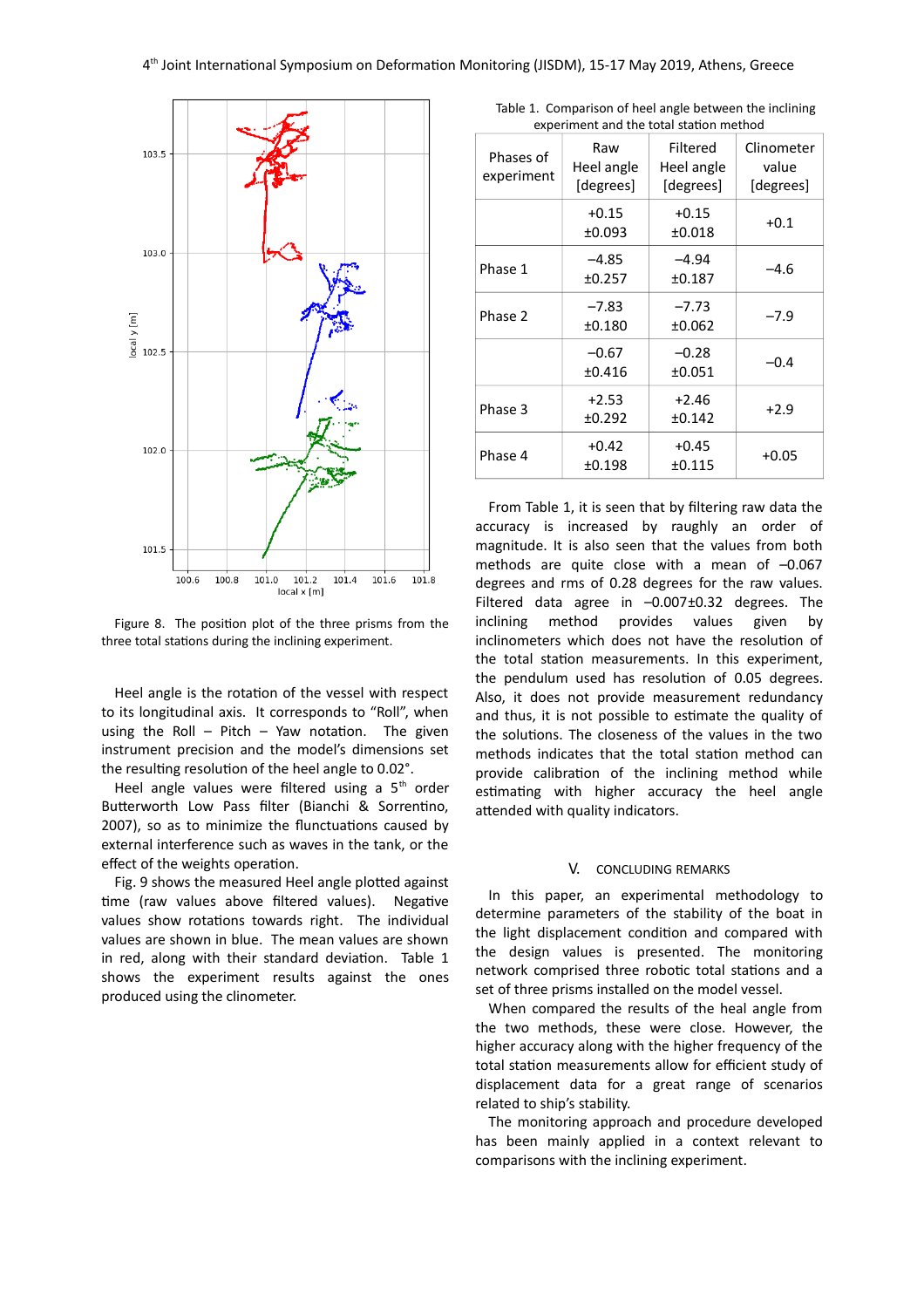Figure 8. The position plot of the three prisms from the three total stations during the inclining experiment.

Heel angle is the rotation of the vessel with respect to its longitudinal axis. It corresponds to "Roll", when using the Roll – Pitch – Yaw notation. The given instrument precision and the model's dimensions set the resulting resolution of the heel angle to 0.02°.

Heel angle values were filtered using a 5th order Butterworth Low Pass filter (Bianchi & Sorrentino, 2007), so as to minimize the flunctuations caused by external interference such as waves in the tank, or the effect of the weights operation.

Fig. 9 shows the measured Heel angle plotted against time (raw values above filtered values). Negative values show rotations towards right. The individual values are shown in blue. The mean values are shown in red, along with their standard deviation. Table 1 shows the experiment results against the ones produced using the clinometer.

Table 1. Comparison of heel angle between the inclining experiment and the total station method

| Phases of experiment | Raw Heel angle [degrees] | Filtered Heel angle [degrees] | Clinometer value [degrees] |
|---|---|---|---|
| | +0.15 ±0.093 | +0.15 ±0.018 | +0.1 |
| Phase 1 | −4.85 ±0.257 | −4.94 ±0.187 | −4.6 |
| Phase 2 | −7.83 ±0.180 | −7.73 ±0.062 | −7.9 |
| | −0.67 ±0.416 | −0.28 ±0.051 | −0.4 |
| Phase 3 | +2.53 ±0.292 | +2.46 ±0.142 | +2.9 |
| Phase 4 | +0.42 ±0.198 | +0.45 ±0.115 | +0.05 |

From Table 1, it is seen that by filtering raw data the accuracy is increased by raughly an order of magnitude. It is also seen that the values from both methods are quite close with a mean of −0.067 degrees and rms of 0.28 degrees for the raw values. Filtered data agree in −0.007±0.32 degrees. The inclining method provides values given by inclinometers which does not have the resolution of the total station measurements. In this experiment, the pendulum used has resolution of 0.05 degrees. Also, it does not provide measurement redundancy and thus, it is not possible to estimate the quality of the solutions. The closeness of the values in the two methods indicates that the total station method can provide calibration of the inclining method while estimating with higher accuracy the heel angle attended with quality indicators.

## V. CONCLUDING REMARKS

In this paper, an experimental methodology to determine parameters of the stability of the boat in the light displacement condition and compared with the design values is presented. The monitoring network comprised three robotic total stations and a set of three prisms installed on the model vessel.

When compared the results of the heal angle from the two methods, these were close. However, the higher accuracy along with the higher frequency of the total station measurements allow for efficient study of displacement data for a great range of scenarios related to ship's stability.

The monitoring approach and procedure developed has been mainly applied in a context relevant to comparisons with the inclining experiment.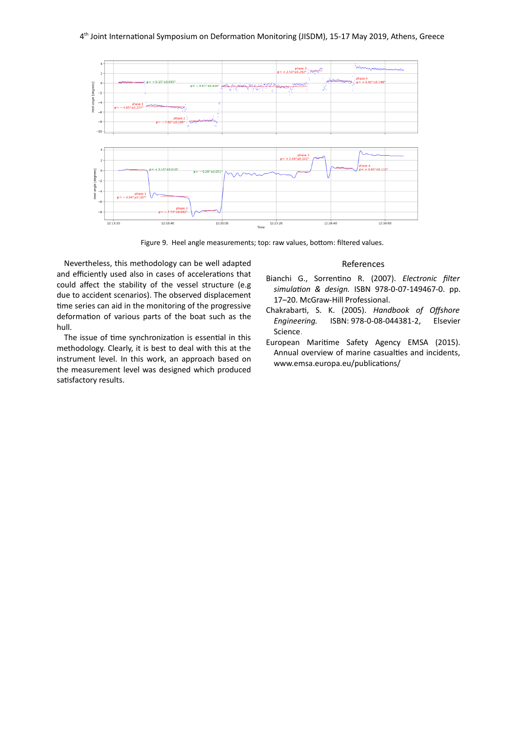Heel angle [degrees]

phase 1
φ= − 4.85°±0.257°

φ= + 0.15°±0.093°

phase 2
φ= − 7.83°±0.186°

φ= − 0.67°±0.416°

phase 3
φ= + 2.53°±0.292°

phase 4
φ= + 0.42°±0.198°

Heel angle [degrees]

phase 1
φ= − 4.94°±0.187°

φ= + 0.15°±0.018°

phase 2
φ= − 7.73°±0.062°

φ= − 0.28°±0.051°

phase 3
φ= + 2.46°±0.142°

phase 4
φ= + 0.45°±0.115°

12:13:20 12:16:40 12:20:00 12:23:20 12:26:40 12:30:00

Time

Figure 9. Heel angle measurements; top: raw values, bottom: filtered values.

Nevertheless, this methodology can be well adapted and efficiently used also in cases of accelerations that could affect the stability of the vessel structure (e.g due to accident scenarios). The observed displacement time series can aid in the monitoring of the progressive deformation of various parts of the boat such as the hull.

The issue of time synchronization is essential in this methodology. Clearly, it is best to deal with this at the instrument level. In this work, an approach based on the measurement level was designed which produced satisfactory results.

## References

Bianchi G., Sorrentino R. (2007). *Electronic filter simulation & design.* ISBN 978-0-07-149467-0. pp. 17–20. McGraw-Hill Professional.

Chakrabarti, S. K. (2005). *Handbook of Offshore Engineering.* ISBN: 978-0-08-044381-2, Elsevier Science.

European Maritime Safety Agency EMSA (2015). Annual overview of marine casualties and incidents, www.emsa.europa.eu/publications/